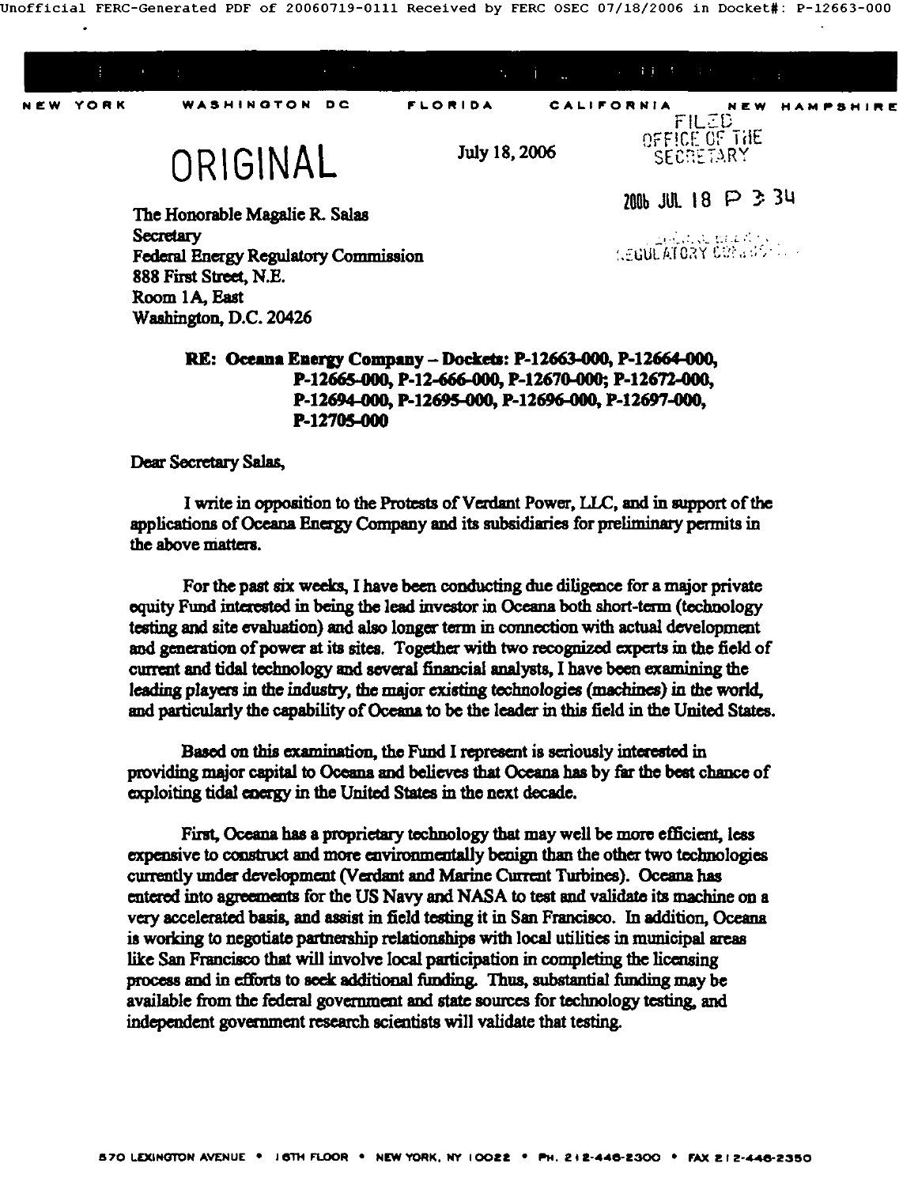NEW YORK WASHINGTON DC FLORIDA CALIFORNIA NEW HAMPSHIRE

ORIGINAL

July 18, 2006

FILED
OFFICE OF THE
SECRETARY

2006 JUL 18 P 3:34

REGULATORY COMMISSION

The Honorable Magalie R. Salas
Secretary
Federal Energy Regulatory Commission
888 First Street, N.E.
Room 1A, East
Washington, D.C. 20426

**RE: Oceana Energy Company – Dockets: P-12663-000, P-12664-000, P-12665-000, P-12-666-000, P-12670-000; P-12672-000, P-12694-000, P-12695-000, P-12696-000, P-12697-000, P-12705-000**

Dear Secretary Salas,

I write in opposition to the Protests of Verdant Power, LLC, and in support of the applications of Oceana Energy Company and its subsidiaries for preliminary permits in the above matters.

For the past six weeks, I have been conducting due diligence for a major private equity Fund interested in being the lead investor in Oceana both short-term (technology testing and site evaluation) and also longer term in connection with actual development and generation of power at its sites. Together with two recognized experts in the field of current and tidal technology and several financial analysts, I have been examining the leading players in the industry, the major existing technologies (machines) in the world, and particularly the capability of Oceana to be the leader in this field in the United States.

Based on this examination, the Fund I represent is seriously interested in providing major capital to Oceana and believes that Oceana has by far the best chance of exploiting tidal energy in the United States in the next decade.

First, Oceana has a proprietary technology that may well be more efficient, less expensive to construct and more environmentally benign than the other two technologies currently under development (Verdant and Marine Current Turbines). Oceana has entered into agreements for the US Navy and NASA to test and validate its machine on a very accelerated basis, and assist in field testing it in San Francisco. In addition, Oceana is working to negotiate partnership relationships with local utilities in municipal areas like San Francisco that will involve local participation in completing the licensing process and in efforts to seek additional funding. Thus, substantial funding may be available from the federal government and state sources for technology testing, and independent government research scientists will validate that testing.

570 LEXINGTON AVENUE • 16TH FLOOR • NEW YORK, NY 10022 • PH. 212-446-2300 • FAX 212-446-2350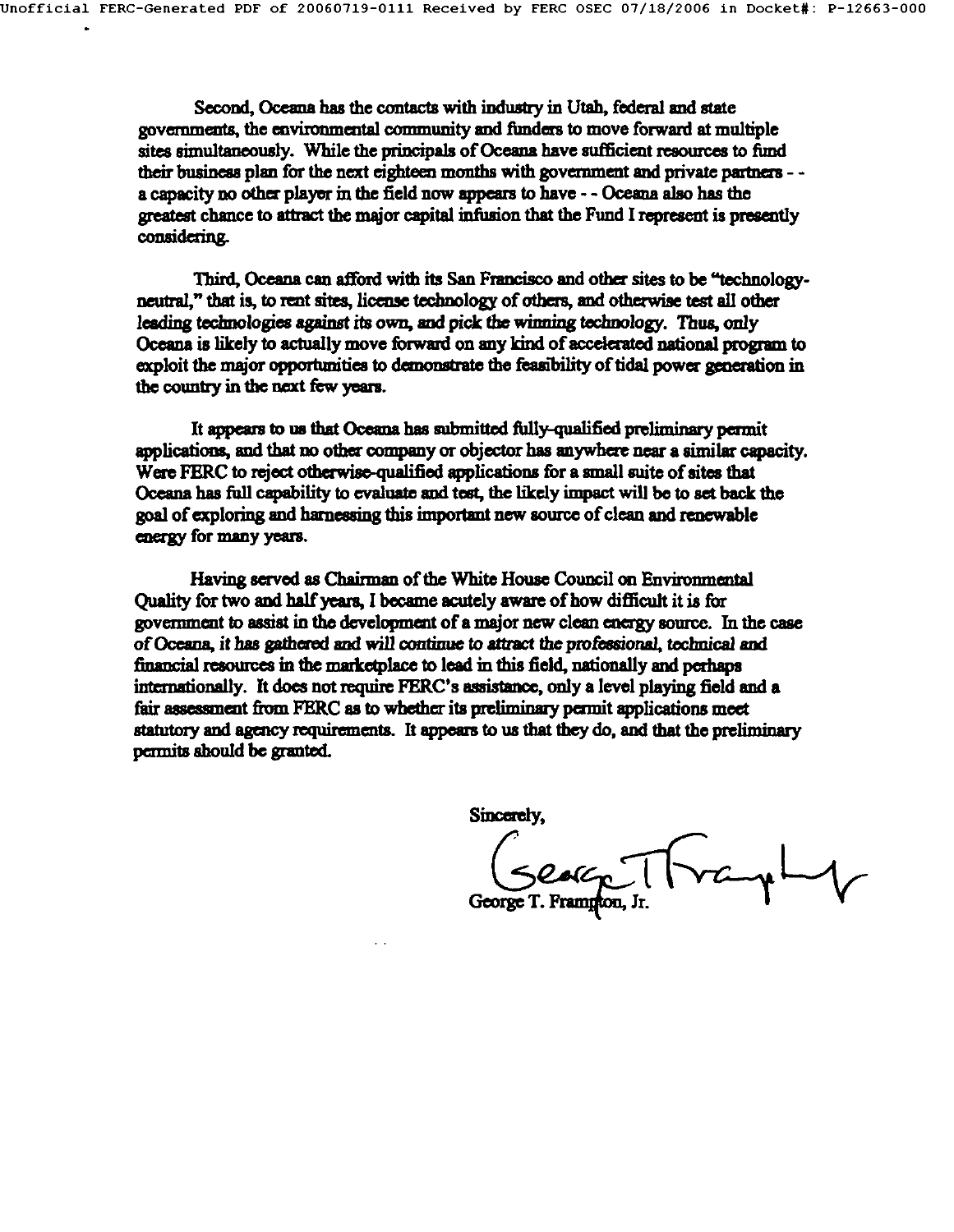Second, Oceana has the contacts with industry in Utah, federal and state governments, the environmental community and funders to move forward at multiple sites simultaneously. While the principals of Oceana have sufficient resources to fund their business plan for the next eighteen months with government and private partners - - a capacity no other player in the field now appears to have - - Oceana also has the greatest chance to attract the major capital infusion that the Fund I represent is presently considering.

Third, Oceana can afford with its San Francisco and other sites to be "technology-neutral," that is, to rent sites, license technology of others, and otherwise test all other leading technologies against its own, and pick the winning technology. Thus, only Oceana is likely to actually move forward on any kind of accelerated national program to exploit the major opportunities to demonstrate the feasibility of tidal power generation in the country in the next few years.

It appears to us that Oceana has submitted fully-qualified preliminary permit applications, and that no other company or objector has anywhere near a similar capacity. Were FERC to reject otherwise-qualified applications for a small suite of sites that Oceana has full capability to evaluate and test, the likely impact will be to set back the goal of exploring and harnessing this important new source of clean and renewable energy for many years.

Having served as Chairman of the White House Council on Environmental Quality for two and half years, I became acutely aware of how difficult it is for government to assist in the development of a major new clean energy source. In the case of Oceana, it has gathered and will continue to attract the professional, technical and financial resources in the marketplace to lead in this field, nationally and perhaps internationally. It does not require FERC's assistance, only a level playing field and a fair assessment from FERC as to whether its preliminary permit applications meet statutory and agency requirements. It appears to us that they do, and that the preliminary permits should be granted.

Sincerely,

George T. Frampton, Jr.